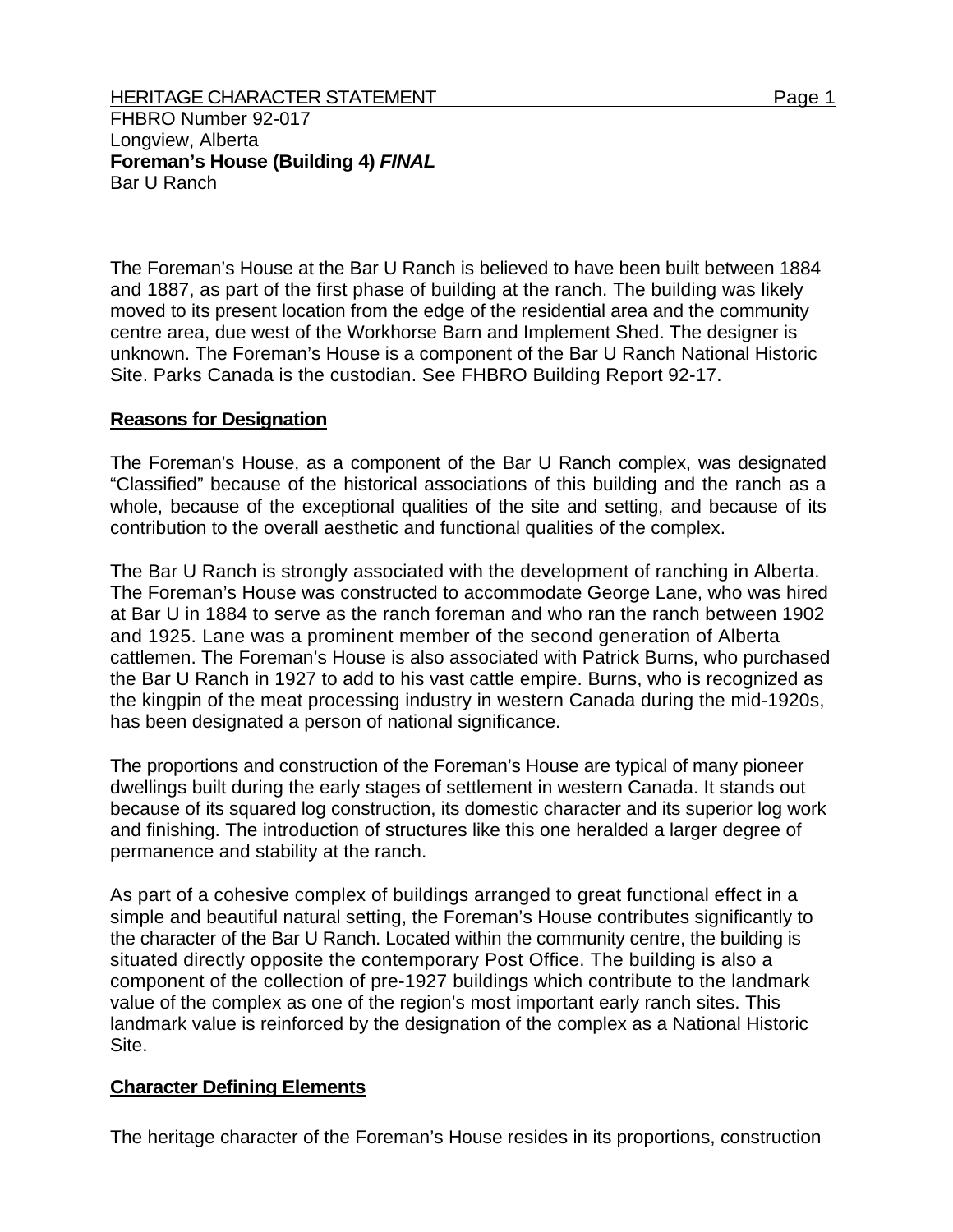FHBRO Number 92-017
Longview, Alberta
**Foreman's House (Building 4)** ***FINAL***
Bar U Ranch

The Foreman's House at the Bar U Ranch is believed to have been built between 1884 and 1887, as part of the first phase of building at the ranch. The building was likely moved to its present location from the edge of the residential area and the community centre area, due west of the Workhorse Barn and Implement Shed. The designer is unknown. The Foreman's House is a component of the Bar U Ranch National Historic Site. Parks Canada is the custodian. See FHBRO Building Report 92-17.

## Reasons for Designation

The Foreman's House, as a component of the Bar U Ranch complex, was designated "Classified" because of the historical associations of this building and the ranch as a whole, because of the exceptional qualities of the site and setting, and because of its contribution to the overall aesthetic and functional qualities of the complex.

The Bar U Ranch is strongly associated with the development of ranching in Alberta. The Foreman's House was constructed to accommodate George Lane, who was hired at Bar U in 1884 to serve as the ranch foreman and who ran the ranch between 1902 and 1925. Lane was a prominent member of the second generation of Alberta cattlemen. The Foreman's House is also associated with Patrick Burns, who purchased the Bar U Ranch in 1927 to add to his vast cattle empire. Burns, who is recognized as the kingpin of the meat processing industry in western Canada during the mid-1920s, has been designated a person of national significance.

The proportions and construction of the Foreman's House are typical of many pioneer dwellings built during the early stages of settlement in western Canada. It stands out because of its squared log construction, its domestic character and its superior log work and finishing. The introduction of structures like this one heralded a larger degree of permanence and stability at the ranch.

As part of a cohesive complex of buildings arranged to great functional effect in a simple and beautiful natural setting, the Foreman's House contributes significantly to the character of the Bar U Ranch. Located within the community centre, the building is situated directly opposite the contemporary Post Office. The building is also a component of the collection of pre-1927 buildings which contribute to the landmark value of the complex as one of the region's most important early ranch sites. This landmark value is reinforced by the designation of the complex as a National Historic Site.

## Character Defining Elements

The heritage character of the Foreman's House resides in its proportions, construction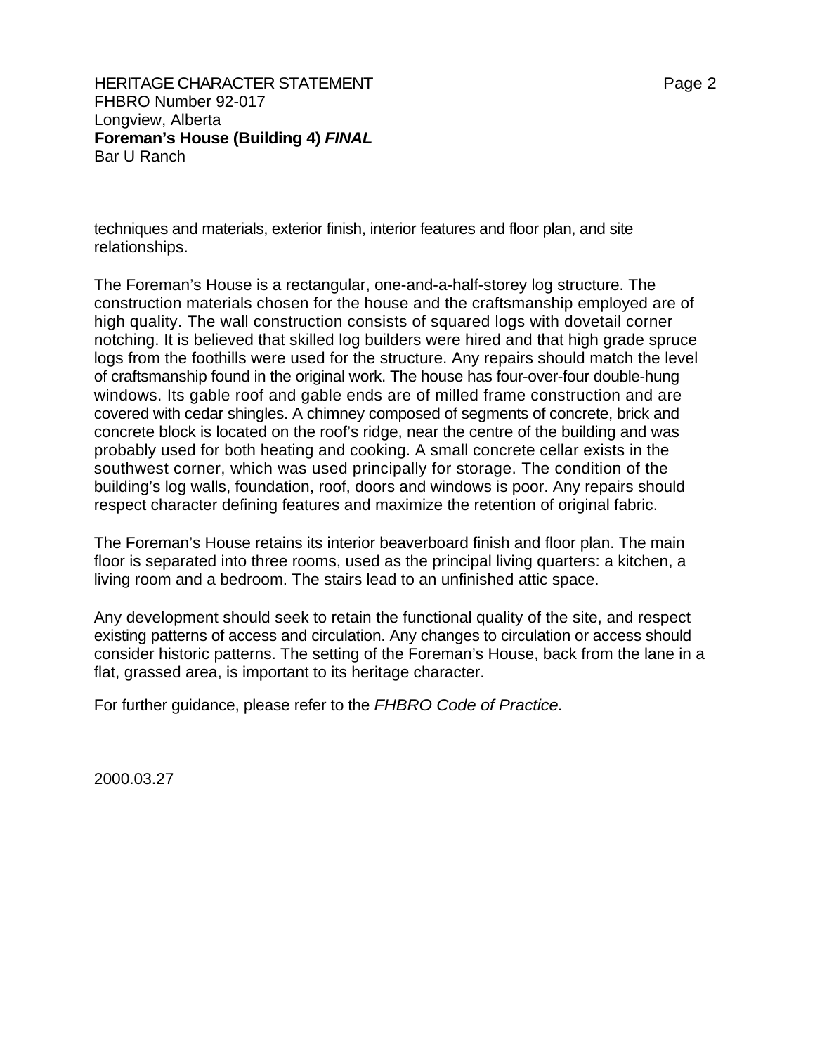techniques and materials, exterior finish, interior features and floor plan, and site relationships.

The Foreman's House is a rectangular, one-and-a-half-storey log structure. The construction materials chosen for the house and the craftsmanship employed are of high quality. The wall construction consists of squared logs with dovetail corner notching. It is believed that skilled log builders were hired and that high grade spruce logs from the foothills were used for the structure. Any repairs should match the level of craftsmanship found in the original work. The house has four-over-four double-hung windows. Its gable roof and gable ends are of milled frame construction and are covered with cedar shingles. A chimney composed of segments of concrete, brick and concrete block is located on the roof's ridge, near the centre of the building and was probably used for both heating and cooking. A small concrete cellar exists in the southwest corner, which was used principally for storage. The condition of the building's log walls, foundation, roof, doors and windows is poor. Any repairs should respect character defining features and maximize the retention of original fabric.

The Foreman's House retains its interior beaverboard finish and floor plan. The main floor is separated into three rooms, used as the principal living quarters: a kitchen, a living room and a bedroom. The stairs lead to an unfinished attic space.

Any development should seek to retain the functional quality of the site, and respect existing patterns of access and circulation. Any changes to circulation or access should consider historic patterns. The setting of the Foreman's House, back from the lane in a flat, grassed area, is important to its heritage character.

For further guidance, please refer to the *FHBRO Code of Practice.*

2000.03.27